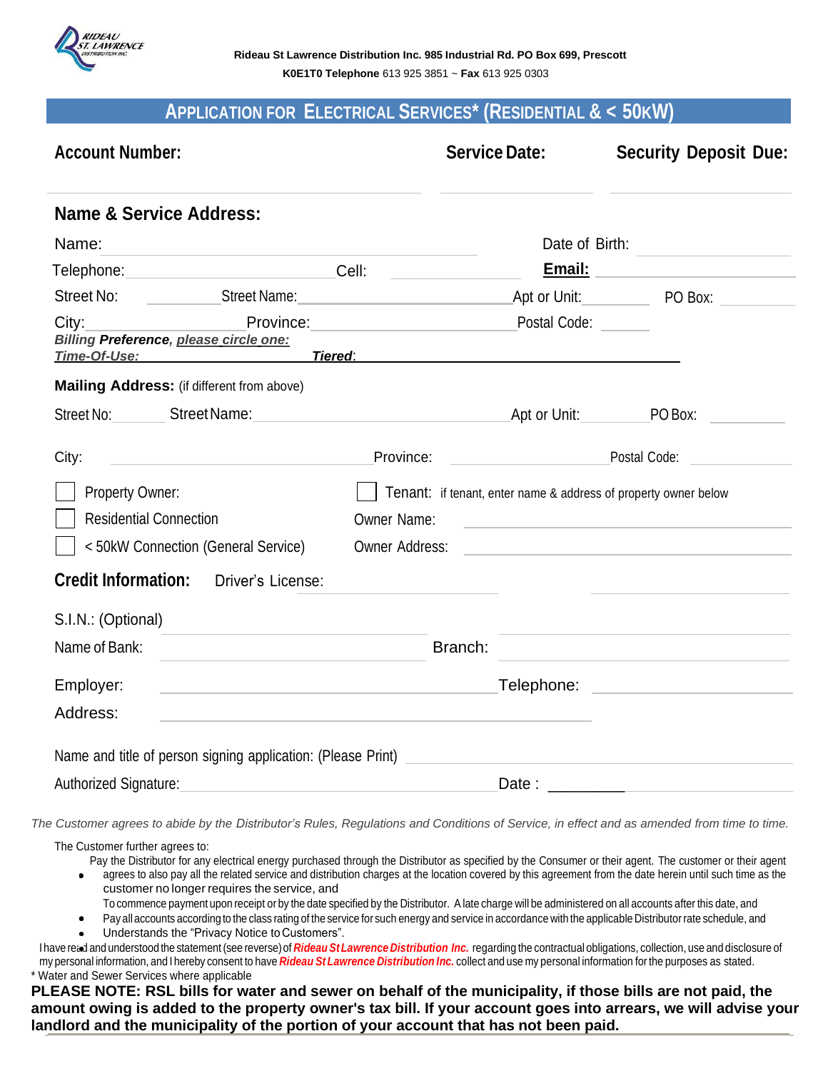RIDEAU ST. LAWRENCE DISTRIBUTION INC.

**Rideau St Lawrence Distribution Inc. 985 Industrial Rd. PO Box 699, Prescott**
**K0E1T0 Telephone** 613 925 3851 ~ **Fax** 613 925 0303

# APPLICATION FOR ELECTRICAL SERVICES* (RESIDENTIAL & < 50KW)

**Account Number:** ____________ **Service Date:** ____________ **Security Deposit Due:** ____________

## Name & Service Address:

Name: ____________ Date of Birth: ____________

Telephone: ____________ Cell: ____________ **Email:** ____________

Street No: ________ Street Name: ____________ Apt or Unit: ________ PO Box: ________

City: ________ Province: ____________ Postal Code: ________

***Billing Preference, please circle one:***

***Time-Of-Use:*** ***Tiered***: ____________

**Mailing Address:** (if different from above)

Street No: ________ Street Name: ____________ Apt or Unit: ________ PO Box: ________

City: ____________ Province: ____________ Postal Code: ________

☐ Property Owner: ☐ Tenant: if tenant, enter name & address of property owner below

☐ Residential Connection Owner Name: ____________

☐ < 50kW Connection (General Service) Owner Address: ____________

**Credit Information:** Driver's License: ____________

S.I.N.: (Optional) ____________

Name of Bank: ____________ Branch: ____________

Employer: ____________ Telephone: ____________

Address: ____________

Name and title of person signing application: (Please Print) ____________

Authorized Signature: ____________ Date : ________

*The Customer agrees to abide by the Distributor's Rules, Regulations and Conditions of Service, in effect and as amended from time to time.*

The Customer further agrees to:

- Pay the Distributor for any electrical energy purchased through the Distributor as specified by the Consumer or their agent. The customer or their agent agrees to also pay all the related service and distribution charges at the location covered by this agreement from the date herein until such time as the customer no longer requires the service, and
- To commence payment upon receipt or by the date specified by the Distributor. A late charge will be administered on all accounts after this date, and
- Pay all accounts according to the class rating of the service for such energy and service in accordance with the applicable Distributor rate schedule, and
- Understands the "Privacy Notice to Customers".

I have read and understood the statement (see reverse) of ***Rideau St Lawrence Distribution Inc.*** regarding the contractual obligations, collection, use and disclosure of my personal information, and I hereby consent to have ***Rideau St Lawrence Distribution Inc.*** collect and use my personal information for the purposes as stated.

* Water and Sewer Services where applicable

**PLEASE NOTE: RSL bills for water and sewer on behalf of the municipality, if those bills are not paid, the amount owing is added to the property owner's tax bill. If your account goes into arrears, we will advise your landlord and the municipality of the portion of your account that has not been paid.**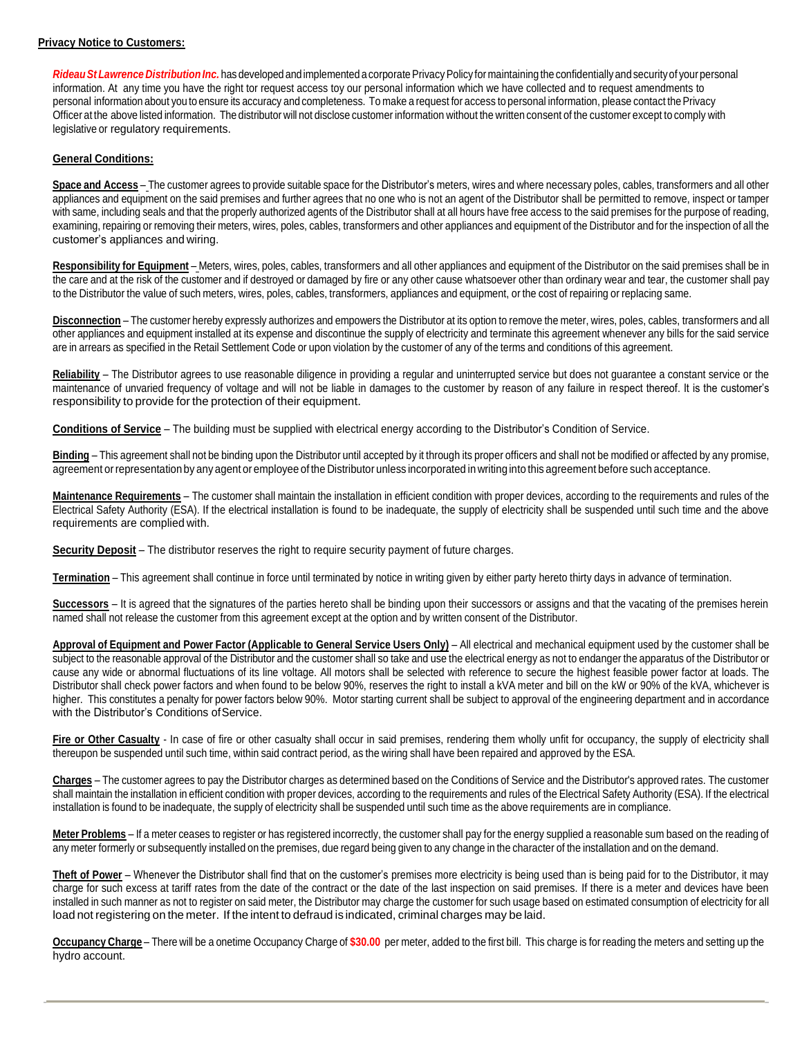**Privacy Notice to Customers:**

***Rideau St Lawrence Distribution Inc.*** has developed and implemented a corporate Privacy Policy for maintaining the confidentially and security of your personal information. At any time you have the right tor request access toy our personal information which we have collected and to request amendments to personal information about you to ensure its accuracy and completeness. To make a request for access to personal information, please contact the Privacy Officer at the above listed information. The distributor will not disclose customer information without the written consent of the customer except to comply with legislative or regulatory requirements.

**General Conditions:**

**Space and Access** – The customer agrees to provide suitable space for the Distributor's meters, wires and where necessary poles, cables, transformers and all other appliances and equipment on the said premises and further agrees that no one who is not an agent of the Distributor shall be permitted to remove, inspect or tamper with same, including seals and that the properly authorized agents of the Distributor shall at all hours have free access to the said premises for the purpose of reading, examining, repairing or removing their meters, wires, poles, cables, transformers and other appliances and equipment of the Distributor and for the inspection of all the customer's appliances and wiring.

**Responsibility for Equipment** – Meters, wires, poles, cables, transformers and all other appliances and equipment of the Distributor on the said premises shall be in the care and at the risk of the customer and if destroyed or damaged by fire or any other cause whatsoever other than ordinary wear and tear, the customer shall pay to the Distributor the value of such meters, wires, poles, cables, transformers, appliances and equipment, or the cost of repairing or replacing same.

**Disconnection** – The customer hereby expressly authorizes and empowers the Distributor at its option to remove the meter, wires, poles, cables, transformers and all other appliances and equipment installed at its expense and discontinue the supply of electricity and terminate this agreement whenever any bills for the said service are in arrears as specified in the Retail Settlement Code or upon violation by the customer of any of the terms and conditions of this agreement.

**Reliability** – The Distributor agrees to use reasonable diligence in providing a regular and uninterrupted service but does not guarantee a constant service or the maintenance of unvaried frequency of voltage and will not be liable in damages to the customer by reason of any failure in respect thereof. It is the customer's responsibility to provide for the protection of their equipment.

**Conditions of Service** – The building must be supplied with electrical energy according to the Distributor's Condition of Service.

**Binding** – This agreement shall not be binding upon the Distributor until accepted by it through its proper officers and shall not be modified or affected by any promise, agreement or representation by any agent or employee of the Distributor unless incorporated in writing into this agreement before such acceptance.

**Maintenance Requirements** – The customer shall maintain the installation in efficient condition with proper devices, according to the requirements and rules of the Electrical Safety Authority (ESA). If the electrical installation is found to be inadequate, the supply of electricity shall be suspended until such time and the above requirements are complied with.

**Security Deposit** – The distributor reserves the right to require security payment of future charges.

**Termination** – This agreement shall continue in force until terminated by notice in writing given by either party hereto thirty days in advance of termination.

**Successors** – It is agreed that the signatures of the parties hereto shall be binding upon their successors or assigns and that the vacating of the premises herein named shall not release the customer from this agreement except at the option and by written consent of the Distributor.

**Approval of Equipment and Power Factor (Applicable to General Service Users Only)** – All electrical and mechanical equipment used by the customer shall be subject to the reasonable approval of the Distributor and the customer shall so take and use the electrical energy as not to endanger the apparatus of the Distributor or cause any wide or abnormal fluctuations of its line voltage. All motors shall be selected with reference to secure the highest feasible power factor at loads. The Distributor shall check power factors and when found to be below 90%, reserves the right to install a kVA meter and bill on the kW or 90% of the kVA, whichever is higher. This constitutes a penalty for power factors below 90%. Motor starting current shall be subject to approval of the engineering department and in accordance with the Distributor's Conditions of Service.

**Fire or Other Casualty** - In case of fire or other casualty shall occur in said premises, rendering them wholly unfit for occupancy, the supply of electricity shall thereupon be suspended until such time, within said contract period, as the wiring shall have been repaired and approved by the ESA.

**Charges** – The customer agrees to pay the Distributor charges as determined based on the Conditions of Service and the Distributor's approved rates. The customer shall maintain the installation in efficient condition with proper devices, according to the requirements and rules of the Electrical Safety Authority (ESA). If the electrical installation is found to be inadequate, the supply of electricity shall be suspended until such time as the above requirements are in compliance.

**Meter Problems** – If a meter ceases to register or has registered incorrectly, the customer shall pay for the energy supplied a reasonable sum based on the reading of any meter formerly or subsequently installed on the premises, due regard being given to any change in the character of the installation and on the demand.

**Theft of Power** – Whenever the Distributor shall find that on the customer's premises more electricity is being used than is being paid for to the Distributor, it may charge for such excess at tariff rates from the date of the contract or the date of the last inspection on said premises. If there is a meter and devices have been installed in such manner as not to register on said meter, the Distributor may charge the customer for such usage based on estimated consumption of electricity for all load not registering on the meter. If the intent to defraud is indicated, criminal charges may be laid.

**Occupancy Charge** – There will be a onetime Occupancy Charge of **$30.00** per meter, added to the first bill. This charge is for reading the meters and setting up the hydro account.